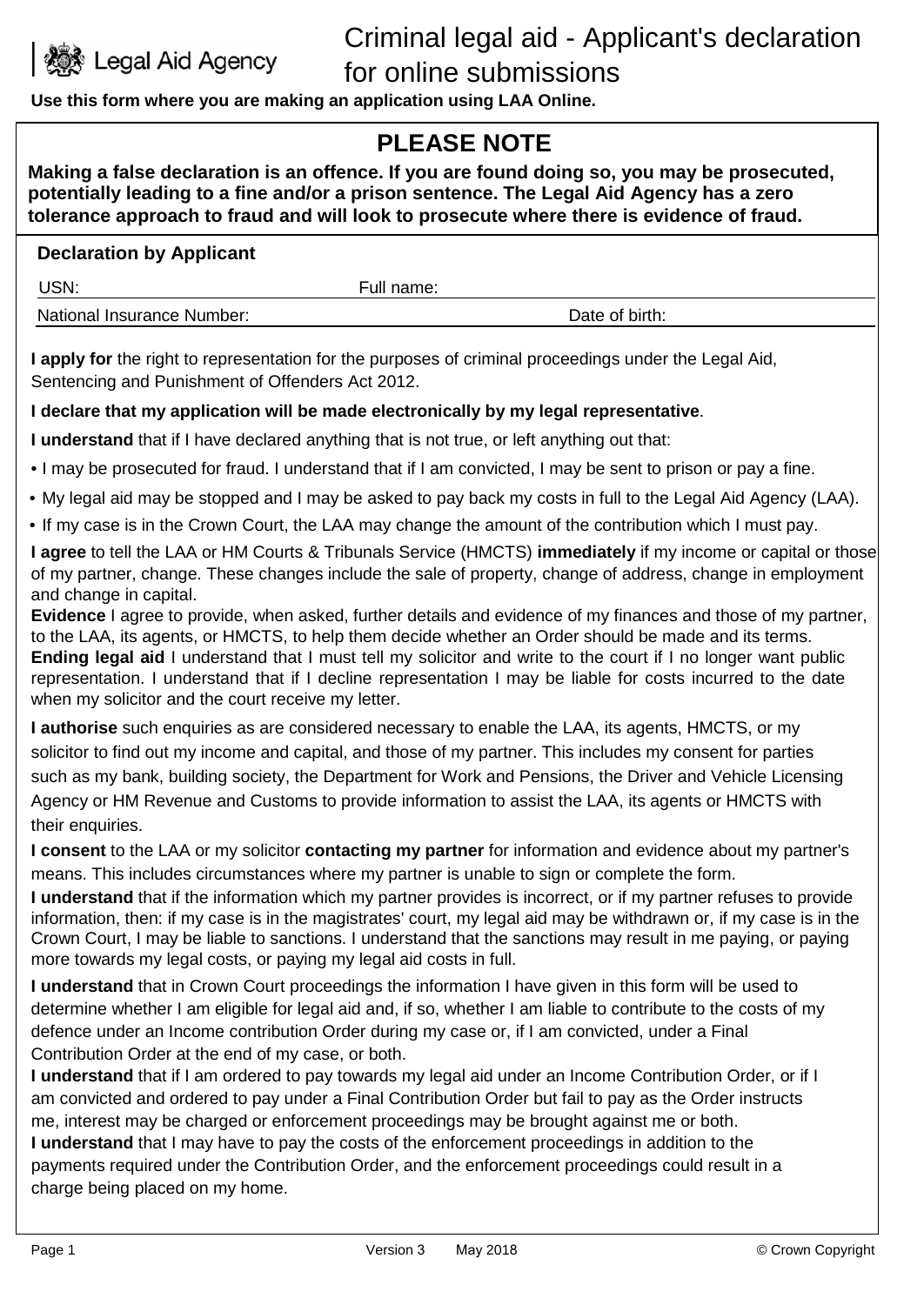Legal Aid Agency

# Criminal legal aid - Applicant's declaration for online submissions

**Use this form where you are making an application using LAA Online.**

## PLEASE NOTE

**Making a false declaration is an offence. If you are found doing so, you may be prosecuted, potentially leading to a fine and/or a prison sentence. The Legal Aid Agency has a zero tolerance approach to fraud and will look to prosecute where there is evidence of fraud.**

### Declaration by Applicant

USN: Full name:

National Insurance Number: Date of birth:

**I apply for** the right to representation for the purposes of criminal proceedings under the Legal Aid, Sentencing and Punishment of Offenders Act 2012.

**I declare that my application will be made electronically by my legal representative**.

**I understand** that if I have declared anything that is not true, or left anything out that:

- I may be prosecuted for fraud. I understand that if I am convicted, I may be sent to prison or pay a fine.
- My legal aid may be stopped and I may be asked to pay back my costs in full to the Legal Aid Agency (LAA).
- If my case is in the Crown Court, the LAA may change the amount of the contribution which I must pay.

**I agree** to tell the LAA or HM Courts & Tribunals Service (HMCTS) **immediately** if my income or capital or those of my partner, change. These changes include the sale of property, change of address, change in employment and change in capital.

**Evidence** I agree to provide, when asked, further details and evidence of my finances and those of my partner, to the LAA, its agents, or HMCTS, to help them decide whether an Order should be made and its terms.

**Ending legal aid** I understand that I must tell my solicitor and write to the court if I no longer want public representation. I understand that if I decline representation I may be liable for costs incurred to the date when my solicitor and the court receive my letter.

**I authorise** such enquiries as are considered necessary to enable the LAA, its agents, HMCTS, or my solicitor to find out my income and capital, and those of my partner. This includes my consent for parties such as my bank, building society, the Department for Work and Pensions, the Driver and Vehicle Licensing Agency or HM Revenue and Customs to provide information to assist the LAA, its agents or HMCTS with their enquiries.

**I consent** to the LAA or my solicitor **contacting my partner** for information and evidence about my partner's means. This includes circumstances where my partner is unable to sign or complete the form.

**I understand** that if the information which my partner provides is incorrect, or if my partner refuses to provide information, then: if my case is in the magistrates' court, my legal aid may be withdrawn or, if my case is in the Crown Court, I may be liable to sanctions. I understand that the sanctions may result in me paying, or paying more towards my legal costs, or paying my legal aid costs in full.

**I understand** that in Crown Court proceedings the information I have given in this form will be used to determine whether I am eligible for legal aid and, if so, whether I am liable to contribute to the costs of my defence under an Income contribution Order during my case or, if I am convicted, under a Final Contribution Order at the end of my case, or both.

**I understand** that if I am ordered to pay towards my legal aid under an Income Contribution Order, or if I am convicted and ordered to pay under a Final Contribution Order but fail to pay as the Order instructs me, interest may be charged or enforcement proceedings may be brought against me or both.

**I understand** that I may have to pay the costs of the enforcement proceedings in addition to the payments required under the Contribution Order, and the enforcement proceedings could result in a charge being placed on my home.

Version 3 May 2018 © Crown Copyright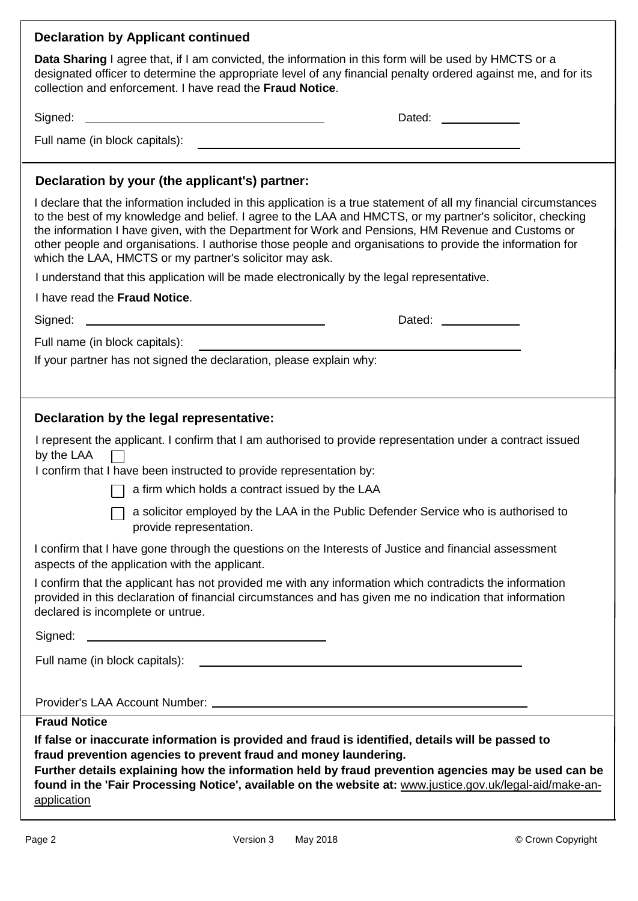## Declaration by Applicant continued

**Data Sharing** I agree that, if I am convicted, the information in this form will be used by HMCTS or a designated officer to determine the appropriate level of any financial penalty ordered against me, and for its collection and enforcement. I have read the **Fraud Notice**.

Signed: ______________________ Dated: ____________

Full name (in block capitals): ______________________

## Declaration by your (the applicant's) partner:

I declare that the information included in this application is a true statement of all my financial circumstances to the best of my knowledge and belief. I agree to the LAA and HMCTS, or my partner's solicitor, checking the information I have given, with the Department for Work and Pensions, HM Revenue and Customs or other people and organisations. I authorise those people and organisations to provide the information for which the LAA, HMCTS or my partner's solicitor may ask.

I understand that this application will be made electronically by the legal representative.

I have read the **Fraud Notice**.

Signed: ______________________ Dated: ____________

Full name (in block capitals): ______________________

If your partner has not signed the declaration, please explain why:

## Declaration by the legal representative:

I represent the applicant. I confirm that I am authorised to provide representation under a contract issued by the LAA ☐

I confirm that I have been instructed to provide representation by:

- ☐ a firm which holds a contract issued by the LAA
- ☐ a solicitor employed by the LAA in the Public Defender Service who is authorised to provide representation.

I confirm that I have gone through the questions on the Interests of Justice and financial assessment aspects of the application with the applicant.

I confirm that the applicant has not provided me with any information which contradicts the information provided in this declaration of financial circumstances and has given me no indication that information declared is incomplete or untrue.

Signed: ______________________

Full name (in block capitals): ______________________

Provider's LAA Account Number: ______________________

**Fraud Notice**

**If false or inaccurate information is provided and fraud is identified, details will be passed to fraud prevention agencies to prevent fraud and money laundering.**
**Further details explaining how the information held by fraud prevention agencies may be used can be found in the 'Fair Processing Notice', available on the website at:** www.justice.gov.uk/legal-aid/make-an-application

Version 3 May 2018 © Crown Copyright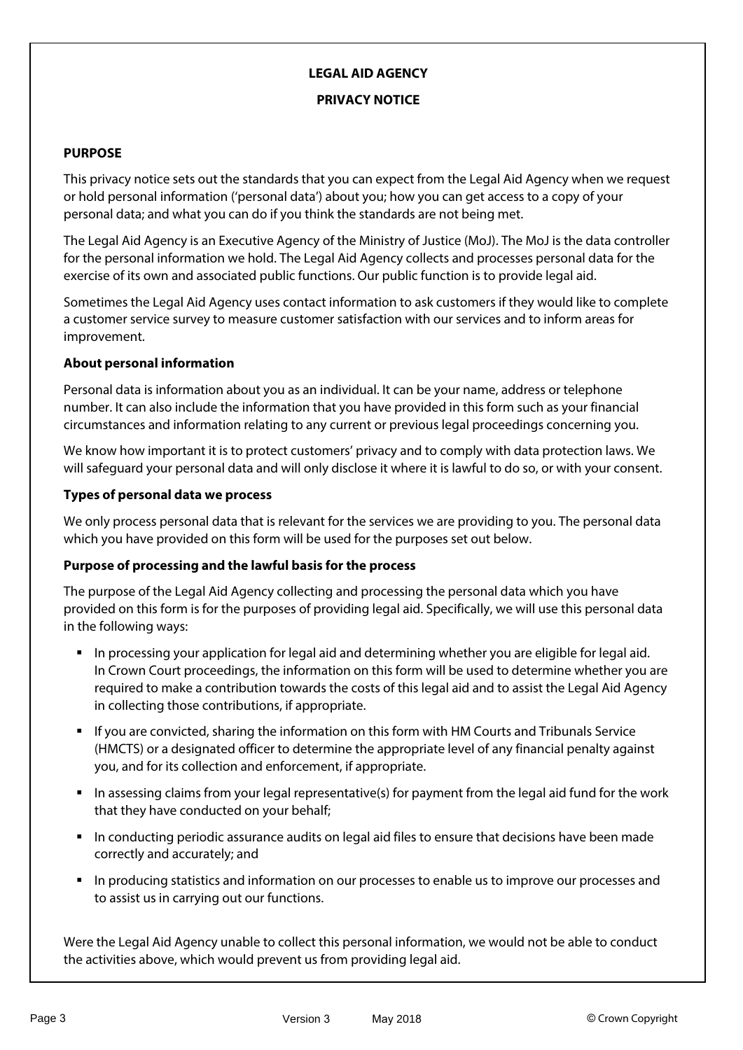**LEGAL AID AGENCY**

**PRIVACY NOTICE**

## PURPOSE

This privacy notice sets out the standards that you can expect from the Legal Aid Agency when we request or hold personal information ('personal data') about you; how you can get access to a copy of your personal data; and what you can do if you think the standards are not being met.

The Legal Aid Agency is an Executive Agency of the Ministry of Justice (MoJ). The MoJ is the data controller for the personal information we hold. The Legal Aid Agency collects and processes personal data for the exercise of its own and associated public functions. Our public function is to provide legal aid.

Sometimes the Legal Aid Agency uses contact information to ask customers if they would like to complete a customer service survey to measure customer satisfaction with our services and to inform areas for improvement.

### About personal information

Personal data is information about you as an individual. It can be your name, address or telephone number. It can also include the information that you have provided in this form such as your financial circumstances and information relating to any current or previous legal proceedings concerning you.

We know how important it is to protect customers' privacy and to comply with data protection laws. We will safeguard your personal data and will only disclose it where it is lawful to do so, or with your consent.

### Types of personal data we process

We only process personal data that is relevant for the services we are providing to you. The personal data which you have provided on this form will be used for the purposes set out below.

### Purpose of processing and the lawful basis for the process

The purpose of the Legal Aid Agency collecting and processing the personal data which you have provided on this form is for the purposes of providing legal aid. Specifically, we will use this personal data in the following ways:

- In processing your application for legal aid and determining whether you are eligible for legal aid. In Crown Court proceedings, the information on this form will be used to determine whether you are required to make a contribution towards the costs of this legal aid and to assist the Legal Aid Agency in collecting those contributions, if appropriate.
- If you are convicted, sharing the information on this form with HM Courts and Tribunals Service (HMCTS) or a designated officer to determine the appropriate level of any financial penalty against you, and for its collection and enforcement, if appropriate.
- In assessing claims from your legal representative(s) for payment from the legal aid fund for the work that they have conducted on your behalf;
- In conducting periodic assurance audits on legal aid files to ensure that decisions have been made correctly and accurately; and
- In producing statistics and information on our processes to enable us to improve our processes and to assist us in carrying out our functions.

Were the Legal Aid Agency unable to collect this personal information, we would not be able to conduct the activities above, which would prevent us from providing legal aid.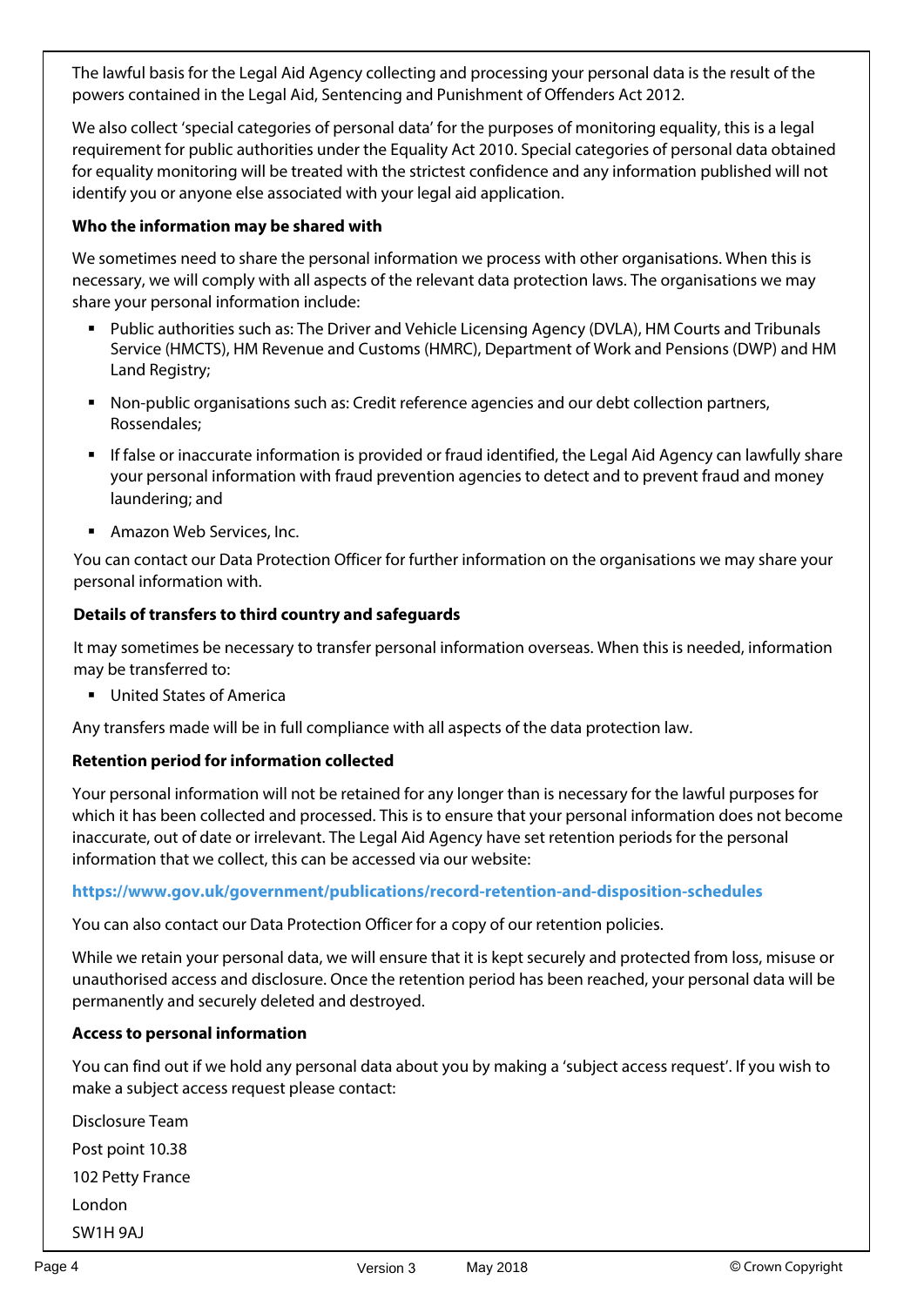The lawful basis for the Legal Aid Agency collecting and processing your personal data is the result of the powers contained in the Legal Aid, Sentencing and Punishment of Offenders Act 2012.

We also collect 'special categories of personal data' for the purposes of monitoring equality, this is a legal requirement for public authorities under the Equality Act 2010. Special categories of personal data obtained for equality monitoring will be treated with the strictest confidence and any information published will not identify you or anyone else associated with your legal aid application.

**Who the information may be shared with**

We sometimes need to share the personal information we process with other organisations. When this is necessary, we will comply with all aspects of the relevant data protection laws. The organisations we may share your personal information include:

- Public authorities such as: The Driver and Vehicle Licensing Agency (DVLA), HM Courts and Tribunals Service (HMCTS), HM Revenue and Customs (HMRC), Department of Work and Pensions (DWP) and HM Land Registry;
- Non-public organisations such as: Credit reference agencies and our debt collection partners, Rossendales;
- If false or inaccurate information is provided or fraud identified, the Legal Aid Agency can lawfully share your personal information with fraud prevention agencies to detect and to prevent fraud and money laundering; and
- Amazon Web Services, Inc.

You can contact our Data Protection Officer for further information on the organisations we may share your personal information with.

**Details of transfers to third country and safeguards**

It may sometimes be necessary to transfer personal information overseas. When this is needed, information may be transferred to:

- United States of America

Any transfers made will be in full compliance with all aspects of the data protection law.

**Retention period for information collected**

Your personal information will not be retained for any longer than is necessary for the lawful purposes for which it has been collected and processed. This is to ensure that your personal information does not become inaccurate, out of date or irrelevant. The Legal Aid Agency have set retention periods for the personal information that we collect, this can be accessed via our website:

**https://www.gov.uk/government/publications/record-retention-and-disposition-schedules**

You can also contact our Data Protection Officer for a copy of our retention policies.

While we retain your personal data, we will ensure that it is kept securely and protected from loss, misuse or unauthorised access and disclosure. Once the retention period has been reached, your personal data will be permanently and securely deleted and destroyed.

**Access to personal information**

You can find out if we hold any personal data about you by making a 'subject access request'. If you wish to make a subject access request please contact:

Disclosure Team

Post point 10.38

102 Petty France

London

SW1H 9AJ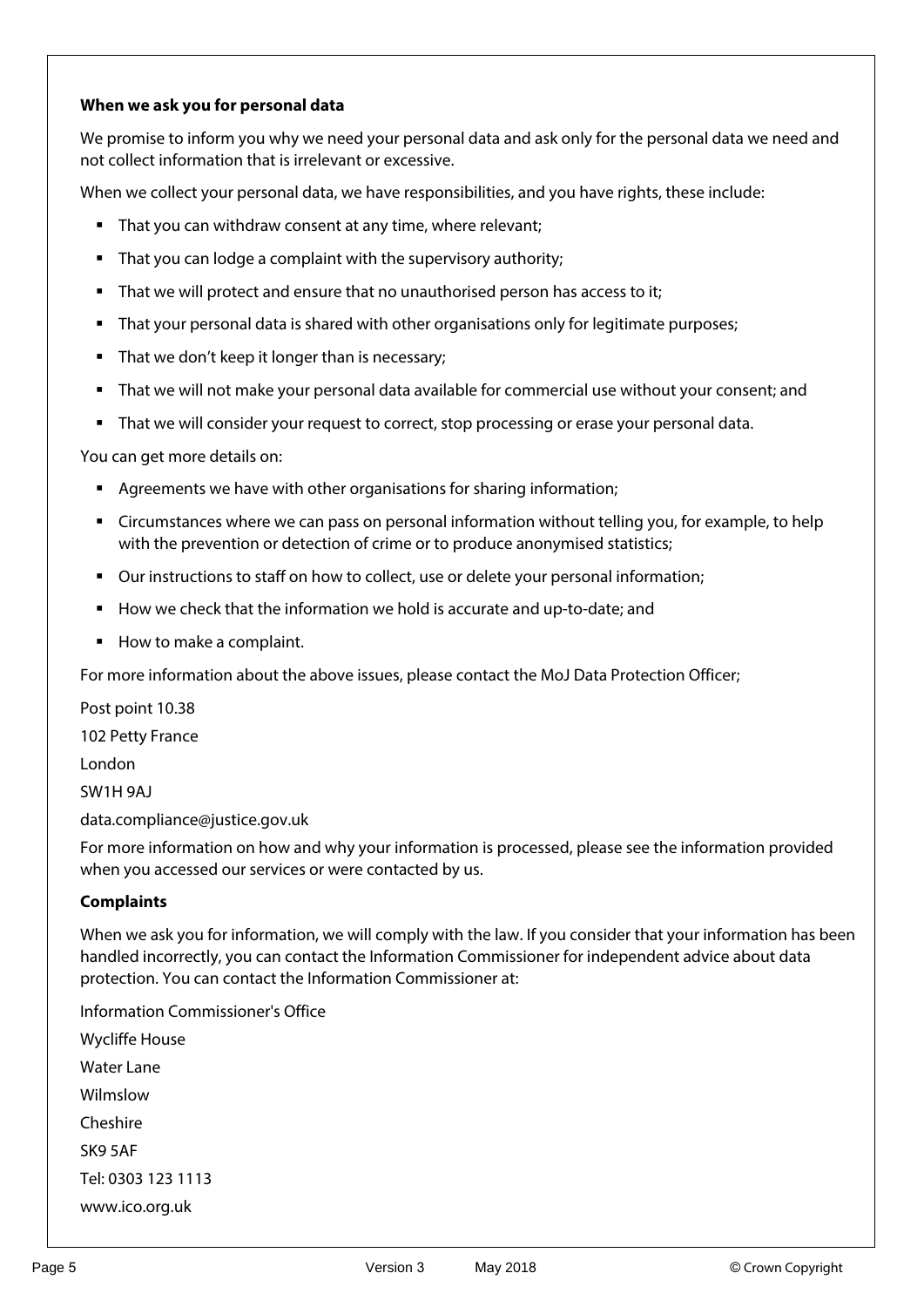**When we ask you for personal data**

We promise to inform you why we need your personal data and ask only for the personal data we need and not collect information that is irrelevant or excessive.

When we collect your personal data, we have responsibilities, and you have rights, these include:

- That you can withdraw consent at any time, where relevant;
- That you can lodge a complaint with the supervisory authority;
- That we will protect and ensure that no unauthorised person has access to it;
- That your personal data is shared with other organisations only for legitimate purposes;
- That we don't keep it longer than is necessary;
- That we will not make your personal data available for commercial use without your consent; and
- That we will consider your request to correct, stop processing or erase your personal data.

You can get more details on:

- Agreements we have with other organisations for sharing information;
- Circumstances where we can pass on personal information without telling you, for example, to help with the prevention or detection of crime or to produce anonymised statistics;
- Our instructions to staff on how to collect, use or delete your personal information;
- How we check that the information we hold is accurate and up-to-date; and
- How to make a complaint.

For more information about the above issues, please contact the MoJ Data Protection Officer;

Post point 10.38

102 Petty France

London

SW1H 9AJ

data.compliance@justice.gov.uk

For more information on how and why your information is processed, please see the information provided when you accessed our services or were contacted by us.

**Complaints**

When we ask you for information, we will comply with the law. If you consider that your information has been handled incorrectly, you can contact the Information Commissioner for independent advice about data protection. You can contact the Information Commissioner at:

Information Commissioner's Office

Wycliffe House

Water Lane

Wilmslow

Cheshire

SK9 5AF

Tel: 0303 123 1113

www.ico.org.uk